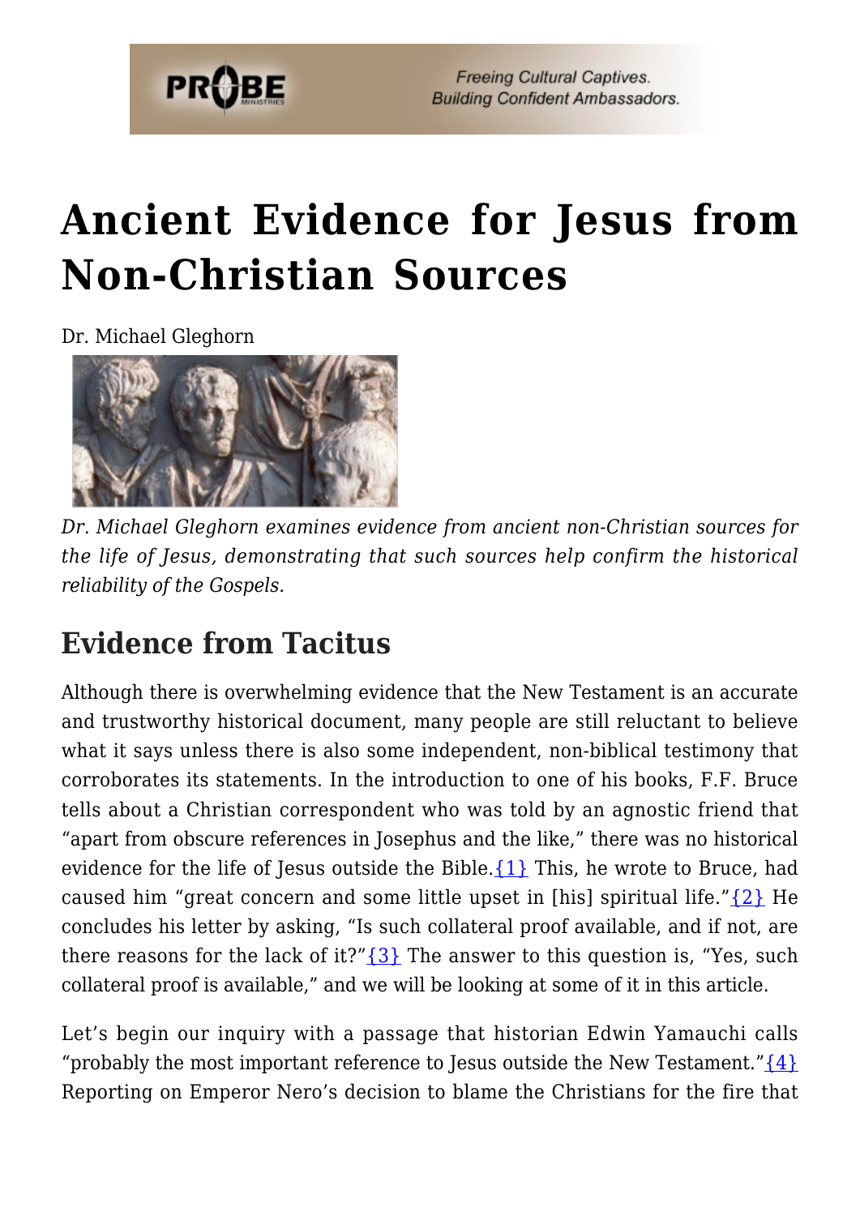# Ancient Evidence for Jesus from Non-Christian Sources

Dr. Michael Gleghorn

*Dr. Michael Gleghorn examines evidence from ancient non-Christian sources for the life of Jesus, demonstrating that such sources help confirm the historical reliability of the Gospels.*

## Evidence from Tacitus

Although there is overwhelming evidence that the New Testament is an accurate and trustworthy historical document, many people are still reluctant to believe what it says unless there is also some independent, non-biblical testimony that corroborates its statements. In the introduction to one of his books, F.F. Bruce tells about a Christian correspondent who was told by an agnostic friend that "apart from obscure references in Josephus and the like," there was no historical evidence for the life of Jesus outside the Bible.{1} This, he wrote to Bruce, had caused him "great concern and some little upset in [his] spiritual life."{2} He concludes his letter by asking, "Is such collateral proof available, and if not, are there reasons for the lack of it?"{3} The answer to this question is, "Yes, such collateral proof is available," and we will be looking at some of it in this article.

Let's begin our inquiry with a passage that historian Edwin Yamauchi calls "probably the most important reference to Jesus outside the New Testament."{4} Reporting on Emperor Nero's decision to blame the Christians for the fire that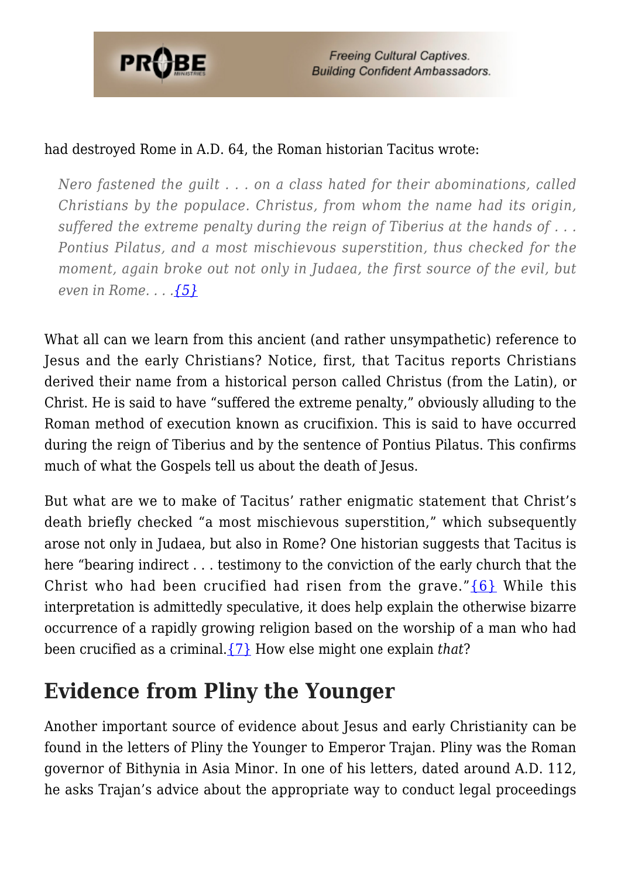had destroyed Rome in A.D. 64, the Roman historian Tacitus wrote:

> *Nero fastened the guilt . . . on a class hated for their abominations, called Christians by the populace. Christus, from whom the name had its origin, suffered the extreme penalty during the reign of Tiberius at the hands of . . . Pontius Pilatus, and a most mischievous superstition, thus checked for the moment, again broke out not only in Judaea, the first source of the evil, but even in Rome. . . .*{5}

What all can we learn from this ancient (and rather unsympathetic) reference to Jesus and the early Christians? Notice, first, that Tacitus reports Christians derived their name from a historical person called Christus (from the Latin), or Christ. He is said to have "suffered the extreme penalty," obviously alluding to the Roman method of execution known as crucifixion. This is said to have occurred during the reign of Tiberius and by the sentence of Pontius Pilatus. This confirms much of what the Gospels tell us about the death of Jesus.

But what are we to make of Tacitus' rather enigmatic statement that Christ's death briefly checked "a most mischievous superstition," which subsequently arose not only in Judaea, but also in Rome? One historian suggests that Tacitus is here "bearing indirect . . . testimony to the conviction of the early church that the Christ who had been crucified had risen from the grave."{6} While this interpretation is admittedly speculative, it does help explain the otherwise bizarre occurrence of a rapidly growing religion based on the worship of a man who had been crucified as a criminal.{7} How else might one explain *that*?

## Evidence from Pliny the Younger

Another important source of evidence about Jesus and early Christianity can be found in the letters of Pliny the Younger to Emperor Trajan. Pliny was the Roman governor of Bithynia in Asia Minor. In one of his letters, dated around A.D. 112, he asks Trajan's advice about the appropriate way to conduct legal proceedings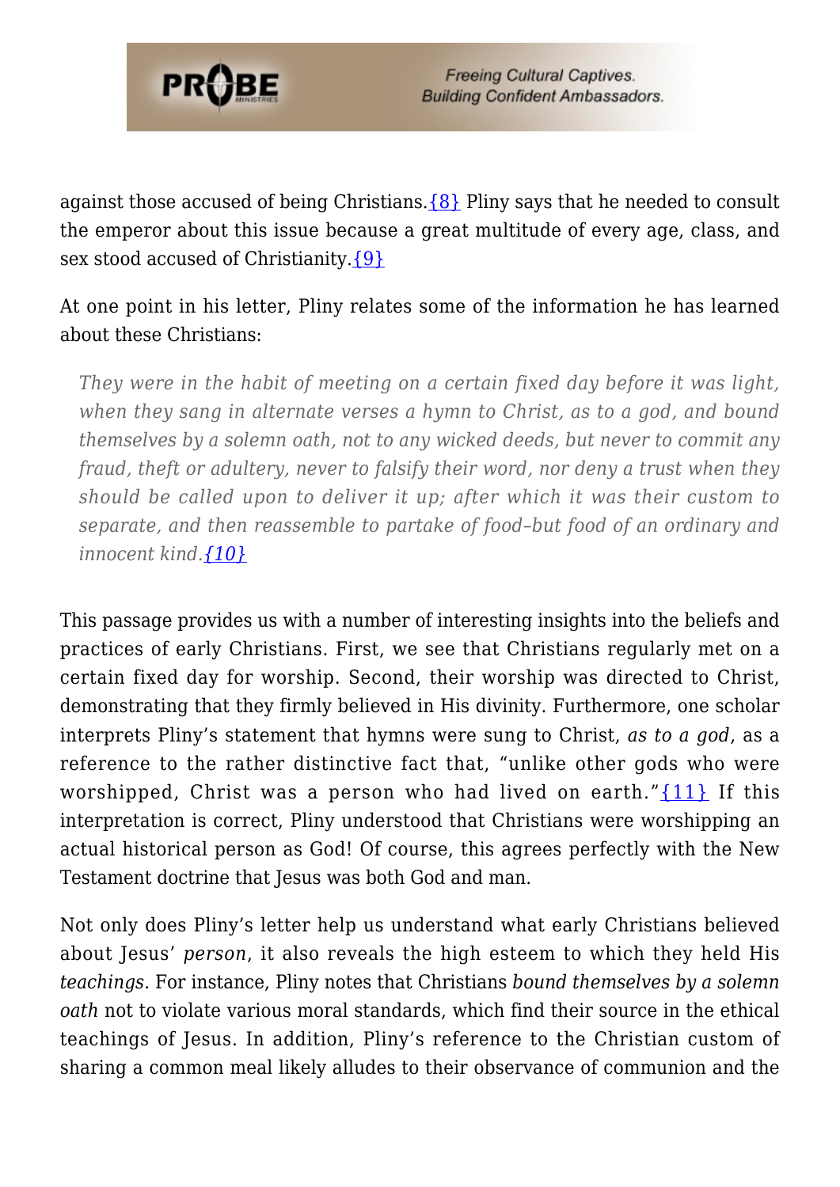against those accused of being Christians.{8} Pliny says that he needed to consult the emperor about this issue because a great multitude of every age, class, and sex stood accused of Christianity.{9}

At one point in his letter, Pliny relates some of the information he has learned about these Christians:

> *They were in the habit of meeting on a certain fixed day before it was light, when they sang in alternate verses a hymn to Christ, as to a god, and bound themselves by a solemn oath, not to any wicked deeds, but never to commit any fraud, theft or adultery, never to falsify their word, nor deny a trust when they should be called upon to deliver it up; after which it was their custom to separate, and then reassemble to partake of food–but food of an ordinary and innocent kind.{10}*

This passage provides us with a number of interesting insights into the beliefs and practices of early Christians. First, we see that Christians regularly met on a certain fixed day for worship. Second, their worship was directed to Christ, demonstrating that they firmly believed in His divinity. Furthermore, one scholar interprets Pliny's statement that hymns were sung to Christ, *as to a god*, as a reference to the rather distinctive fact that, "unlike other gods who were worshipped, Christ was a person who had lived on earth."{11} If this interpretation is correct, Pliny understood that Christians were worshipping an actual historical person as God! Of course, this agrees perfectly with the New Testament doctrine that Jesus was both God and man.

Not only does Pliny's letter help us understand what early Christians believed about Jesus' *person*, it also reveals the high esteem to which they held His *teachings.* For instance, Pliny notes that Christians *bound themselves by a solemn oath* not to violate various moral standards, which find their source in the ethical teachings of Jesus. In addition, Pliny's reference to the Christian custom of sharing a common meal likely alludes to their observance of communion and the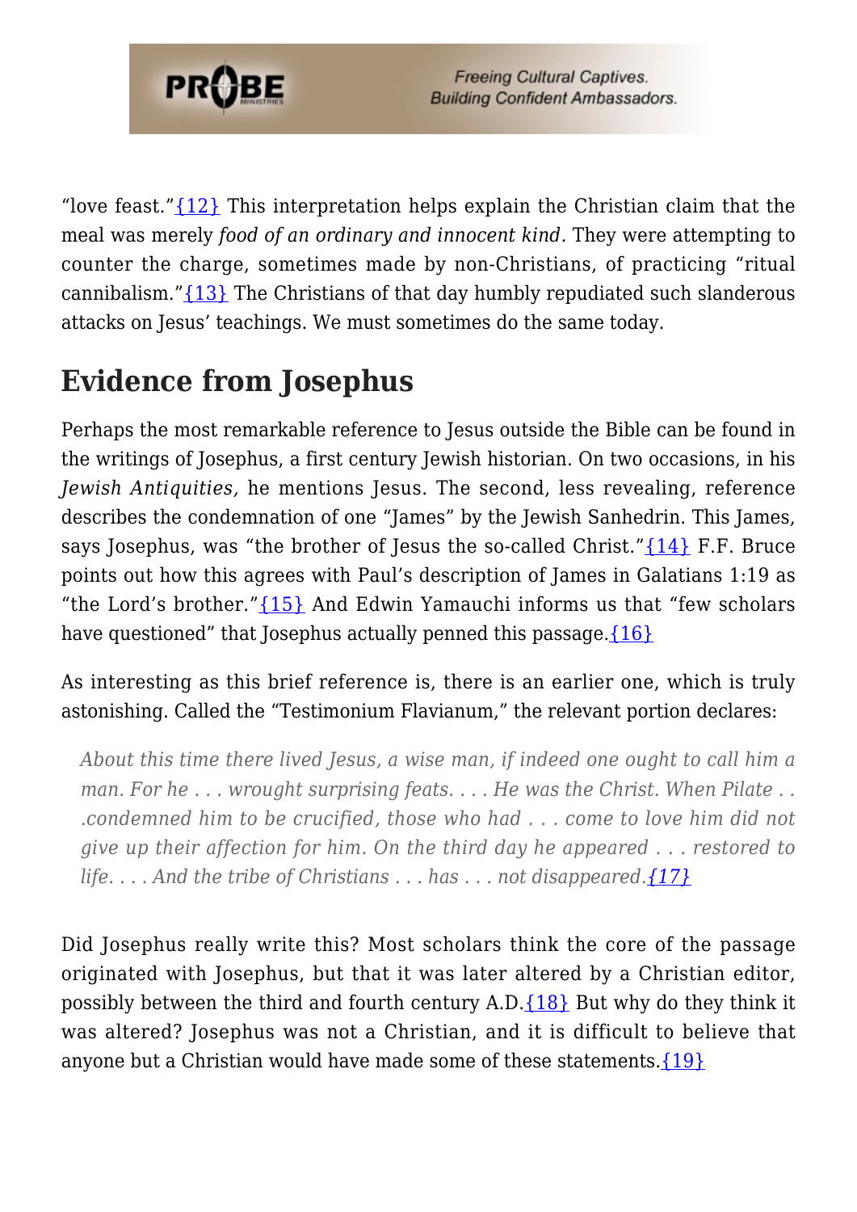"love feast."{12} This interpretation helps explain the Christian claim that the meal was merely *food of an ordinary and innocent kind*. They were attempting to counter the charge, sometimes made by non-Christians, of practicing "ritual cannibalism."{13} The Christians of that day humbly repudiated such slanderous attacks on Jesus' teachings. We must sometimes do the same today.

## Evidence from Josephus

Perhaps the most remarkable reference to Jesus outside the Bible can be found in the writings of Josephus, a first century Jewish historian. On two occasions, in his *Jewish Antiquities,* he mentions Jesus. The second, less revealing, reference describes the condemnation of one "James" by the Jewish Sanhedrin. This James, says Josephus, was "the brother of Jesus the so-called Christ."{14} F.F. Bruce points out how this agrees with Paul's description of James in Galatians 1:19 as "the Lord's brother."{15} And Edwin Yamauchi informs us that "few scholars have questioned" that Josephus actually penned this passage.{16}

As interesting as this brief reference is, there is an earlier one, which is truly astonishing. Called the "Testimonium Flavianum," the relevant portion declares:

> *About this time there lived Jesus, a wise man, if indeed one ought to call him a man. For he . . . wrought surprising feats. . . . He was the Christ. When Pilate . . .condemned him to be crucified, those who had . . . come to love him did not give up their affection for him. On the third day he appeared . . . restored to life. . . . And the tribe of Christians . . . has . . . not disappeared.*{17}

Did Josephus really write this? Most scholars think the core of the passage originated with Josephus, but that it was later altered by a Christian editor, possibly between the third and fourth century A.D.{18} But why do they think it was altered? Josephus was not a Christian, and it is difficult to believe that anyone but a Christian would have made some of these statements.{19}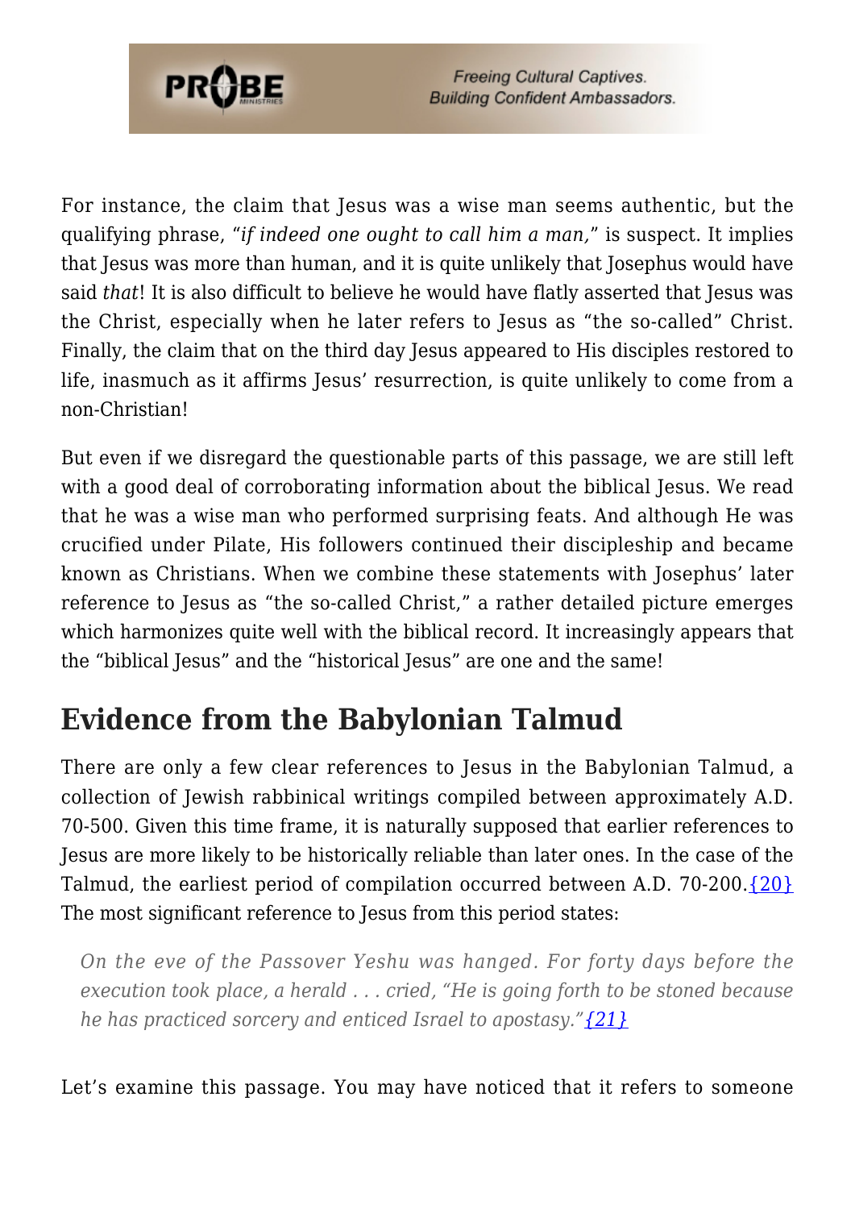For instance, the claim that Jesus was a wise man seems authentic, but the qualifying phrase, "*if indeed one ought to call him a man,*" is suspect. It implies that Jesus was more than human, and it is quite unlikely that Josephus would have said *that*! It is also difficult to believe he would have flatly asserted that Jesus was the Christ, especially when he later refers to Jesus as "the so-called" Christ. Finally, the claim that on the third day Jesus appeared to His disciples restored to life, inasmuch as it affirms Jesus' resurrection, is quite unlikely to come from a non-Christian!

But even if we disregard the questionable parts of this passage, we are still left with a good deal of corroborating information about the biblical Jesus. We read that he was a wise man who performed surprising feats. And although He was crucified under Pilate, His followers continued their discipleship and became known as Christians. When we combine these statements with Josephus' later reference to Jesus as "the so-called Christ," a rather detailed picture emerges which harmonizes quite well with the biblical record. It increasingly appears that the "biblical Jesus" and the "historical Jesus" are one and the same!

## Evidence from the Babylonian Talmud

There are only a few clear references to Jesus in the Babylonian Talmud, a collection of Jewish rabbinical writings compiled between approximately A.D. 70-500. Given this time frame, it is naturally supposed that earlier references to Jesus are more likely to be historically reliable than later ones. In the case of the Talmud, the earliest period of compilation occurred between A.D. 70-200.{20} The most significant reference to Jesus from this period states:

> *On the eve of the Passover Yeshu was hanged. For forty days before the execution took place, a herald . . . cried, "He is going forth to be stoned because he has practiced sorcery and enticed Israel to apostasy."{21}*

Let's examine this passage. You may have noticed that it refers to someone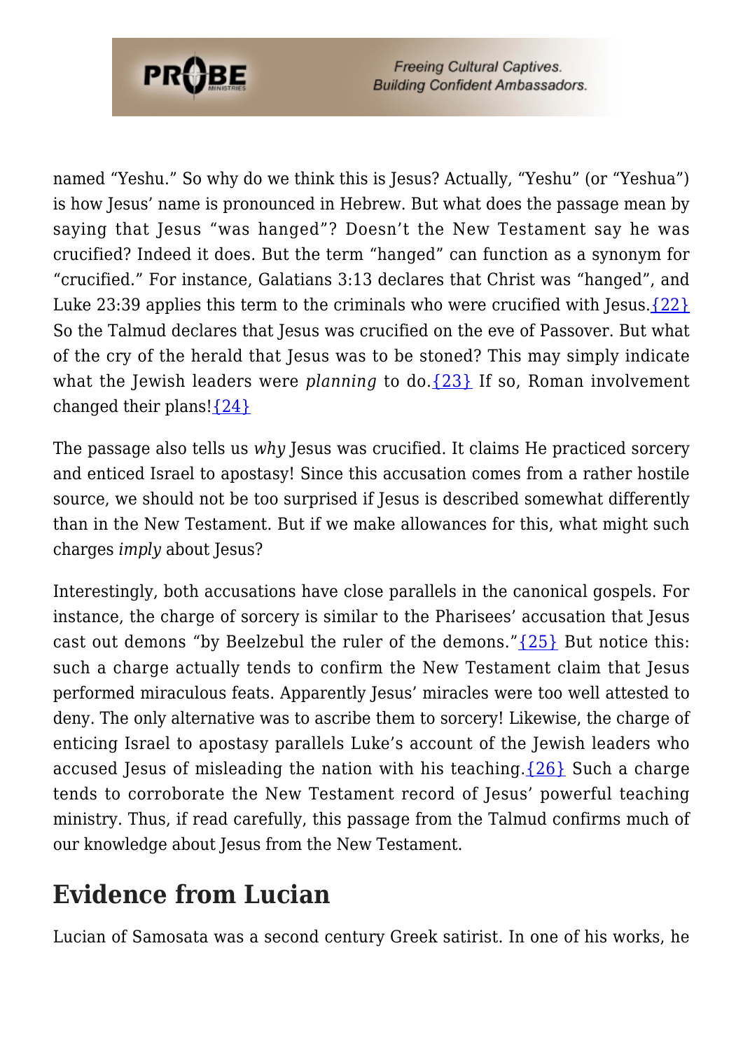named “Yeshu.” So why do we think this is Jesus? Actually, “Yeshu” (or “Yeshua”) is how Jesus’ name is pronounced in Hebrew. But what does the passage mean by saying that Jesus “was hanged”? Doesn’t the New Testament say he was crucified? Indeed it does. But the term “hanged” can function as a synonym for “crucified.” For instance, Galatians 3:13 declares that Christ was “hanged”, and Luke 23:39 applies this term to the criminals who were crucified with Jesus.{22} So the Talmud declares that Jesus was crucified on the eve of Passover. But what of the cry of the herald that Jesus was to be stoned? This may simply indicate what the Jewish leaders were *planning* to do.{23} If so, Roman involvement changed their plans!{24}

The passage also tells us *why* Jesus was crucified. It claims He practiced sorcery and enticed Israel to apostasy! Since this accusation comes from a rather hostile source, we should not be too surprised if Jesus is described somewhat differently than in the New Testament. But if we make allowances for this, what might such charges *imply* about Jesus?

Interestingly, both accusations have close parallels in the canonical gospels. For instance, the charge of sorcery is similar to the Pharisees’ accusation that Jesus cast out demons “by Beelzebul the ruler of the demons.”{25} But notice this: such a charge actually tends to confirm the New Testament claim that Jesus performed miraculous feats. Apparently Jesus’ miracles were too well attested to deny. The only alternative was to ascribe them to sorcery! Likewise, the charge of enticing Israel to apostasy parallels Luke’s account of the Jewish leaders who accused Jesus of misleading the nation with his teaching.{26} Such a charge tends to corroborate the New Testament record of Jesus’ powerful teaching ministry. Thus, if read carefully, this passage from the Talmud confirms much of our knowledge about Jesus from the New Testament.

## Evidence from Lucian

Lucian of Samosata was a second century Greek satirist. In one of his works, he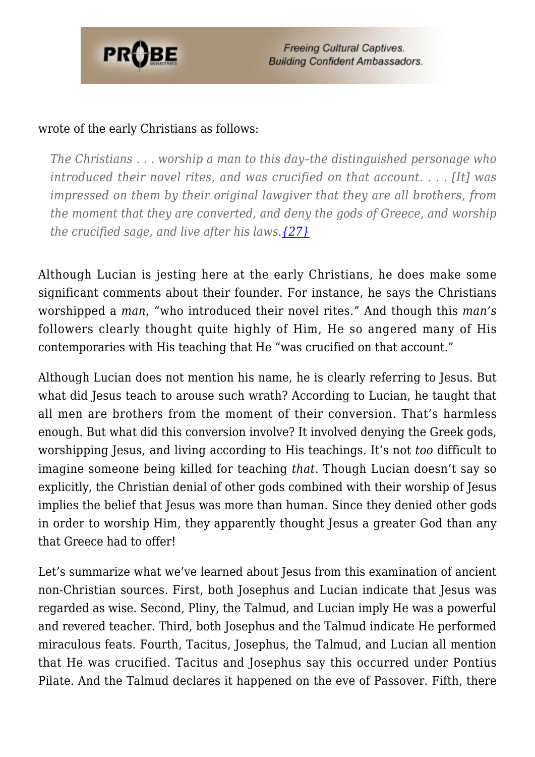wrote of the early Christians as follows:

> *The Christians . . . worship a man to this day–the distinguished personage who introduced their novel rites, and was crucified on that account. . . . [It] was impressed on them by their original lawgiver that they are all brothers, from the moment that they are converted, and deny the gods of Greece, and worship the crucified sage, and live after his laws.*{27}

Although Lucian is jesting here at the early Christians, he does make some significant comments about their founder. For instance, he says the Christians worshipped a *man*, "who introduced their novel rites." And though this *man's* followers clearly thought quite highly of Him, He so angered many of His contemporaries with His teaching that He "was crucified on that account."

Although Lucian does not mention his name, he is clearly referring to Jesus. But what did Jesus teach to arouse such wrath? According to Lucian, he taught that all men are brothers from the moment of their conversion. That's harmless enough. But what did this conversion involve? It involved denying the Greek gods, worshipping Jesus, and living according to His teachings. It's not *too* difficult to imagine someone being killed for teaching *that*. Though Lucian doesn't say so explicitly, the Christian denial of other gods combined with their worship of Jesus implies the belief that Jesus was more than human. Since they denied other gods in order to worship Him, they apparently thought Jesus a greater God than any that Greece had to offer!

Let's summarize what we've learned about Jesus from this examination of ancient non-Christian sources. First, both Josephus and Lucian indicate that Jesus was regarded as wise. Second, Pliny, the Talmud, and Lucian imply He was a powerful and revered teacher. Third, both Josephus and the Talmud indicate He performed miraculous feats. Fourth, Tacitus, Josephus, the Talmud, and Lucian all mention that He was crucified. Tacitus and Josephus say this occurred under Pontius Pilate. And the Talmud declares it happened on the eve of Passover. Fifth, there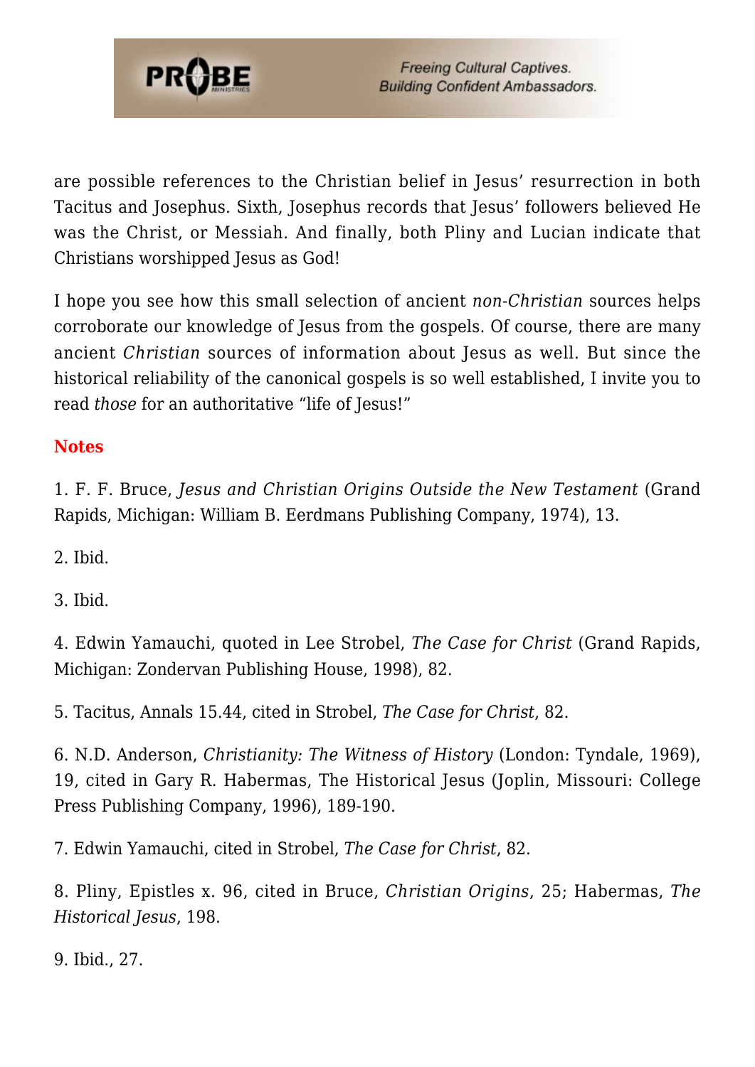are possible references to the Christian belief in Jesus' resurrection in both Tacitus and Josephus. Sixth, Josephus records that Jesus' followers believed He was the Christ, or Messiah. And finally, both Pliny and Lucian indicate that Christians worshipped Jesus as God!

I hope you see how this small selection of ancient *non-Christian* sources helps corroborate our knowledge of Jesus from the gospels. Of course, there are many ancient *Christian* sources of information about Jesus as well. But since the historical reliability of the canonical gospels is so well established, I invite you to read *those* for an authoritative "life of Jesus!"

**Notes**

1. F. F. Bruce, *Jesus and Christian Origins Outside the New Testament* (Grand Rapids, Michigan: William B. Eerdmans Publishing Company, 1974), 13.

2. Ibid.

3. Ibid.

4. Edwin Yamauchi, quoted in Lee Strobel, *The Case for Christ* (Grand Rapids, Michigan: Zondervan Publishing House, 1998), 82.

5. Tacitus, Annals 15.44, cited in Strobel, *The Case for Christ*, 82.

6. N.D. Anderson, *Christianity: The Witness of History* (London: Tyndale, 1969), 19, cited in Gary R. Habermas, The Historical Jesus (Joplin, Missouri: College Press Publishing Company, 1996), 189-190.

7. Edwin Yamauchi, cited in Strobel, *The Case for Christ*, 82.

8. Pliny, Epistles x. 96, cited in Bruce, *Christian Origins*, 25; Habermas, *The Historical Jesus*, 198.

9. Ibid., 27.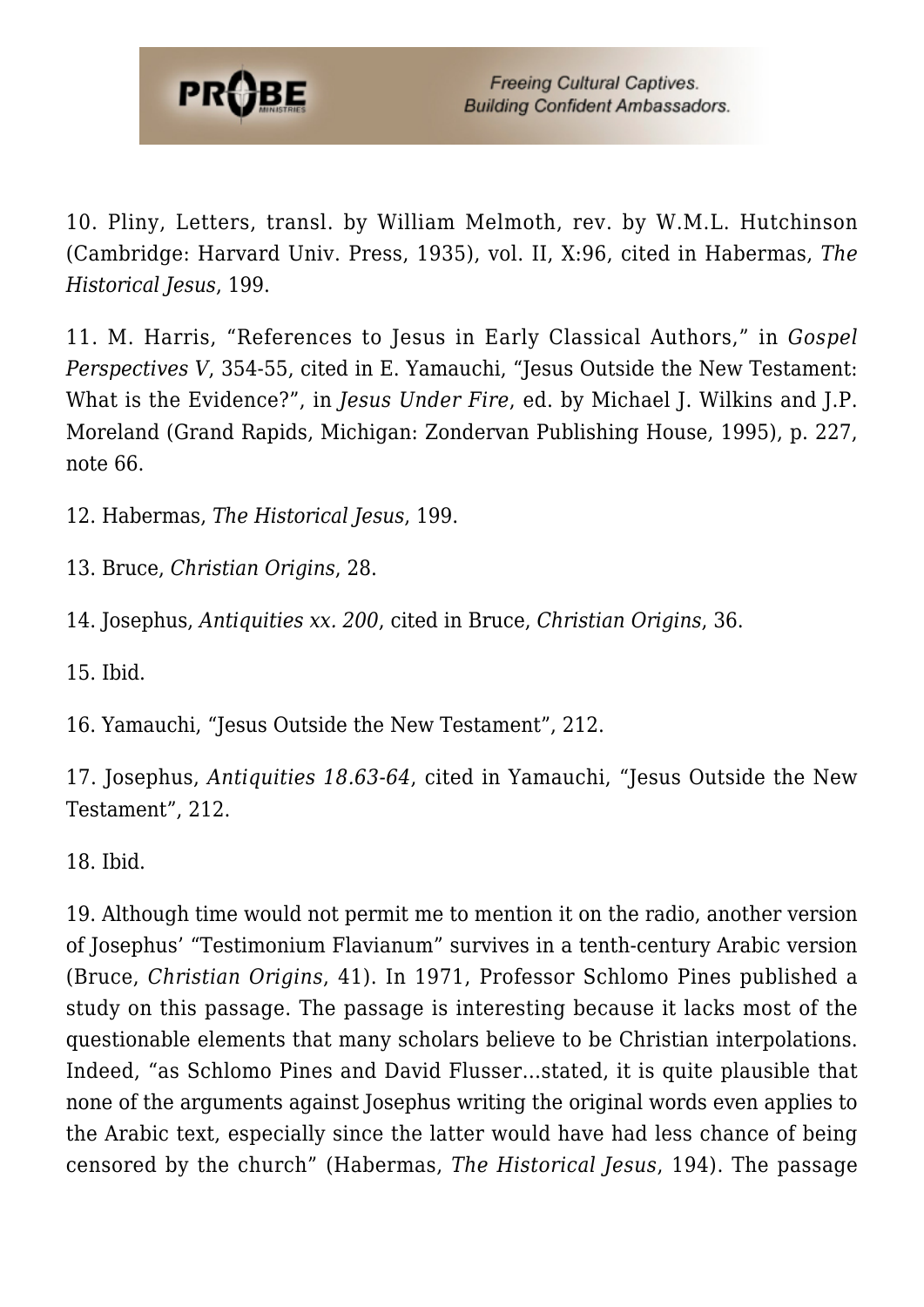10. Pliny, Letters, transl. by William Melmoth, rev. by W.M.L. Hutchinson (Cambridge: Harvard Univ. Press, 1935), vol. II, X:96, cited in Habermas, *The Historical Jesus*, 199.

11. M. Harris, "References to Jesus in Early Classical Authors," in *Gospel Perspectives V*, 354-55, cited in E. Yamauchi, "Jesus Outside the New Testament: What is the Evidence?", in *Jesus Under Fire*, ed. by Michael J. Wilkins and J.P. Moreland (Grand Rapids, Michigan: Zondervan Publishing House, 1995), p. 227, note 66.

12. Habermas, *The Historical Jesus*, 199.

13. Bruce, *Christian Origins*, 28.

14. Josephus, *Antiquities xx. 200*, cited in Bruce, *Christian Origins*, 36.

15. Ibid.

16. Yamauchi, "Jesus Outside the New Testament", 212.

17. Josephus, *Antiquities 18.63-64*, cited in Yamauchi, "Jesus Outside the New Testament", 212.

18. Ibid.

19. Although time would not permit me to mention it on the radio, another version of Josephus' "Testimonium Flavianum" survives in a tenth-century Arabic version (Bruce, *Christian Origins*, 41). In 1971, Professor Schlomo Pines published a study on this passage. The passage is interesting because it lacks most of the questionable elements that many scholars believe to be Christian interpolations. Indeed, "as Schlomo Pines and David Flusser…stated, it is quite plausible that none of the arguments against Josephus writing the original words even applies to the Arabic text, especially since the latter would have had less chance of being censored by the church" (Habermas, *The Historical Jesus*, 194). The passage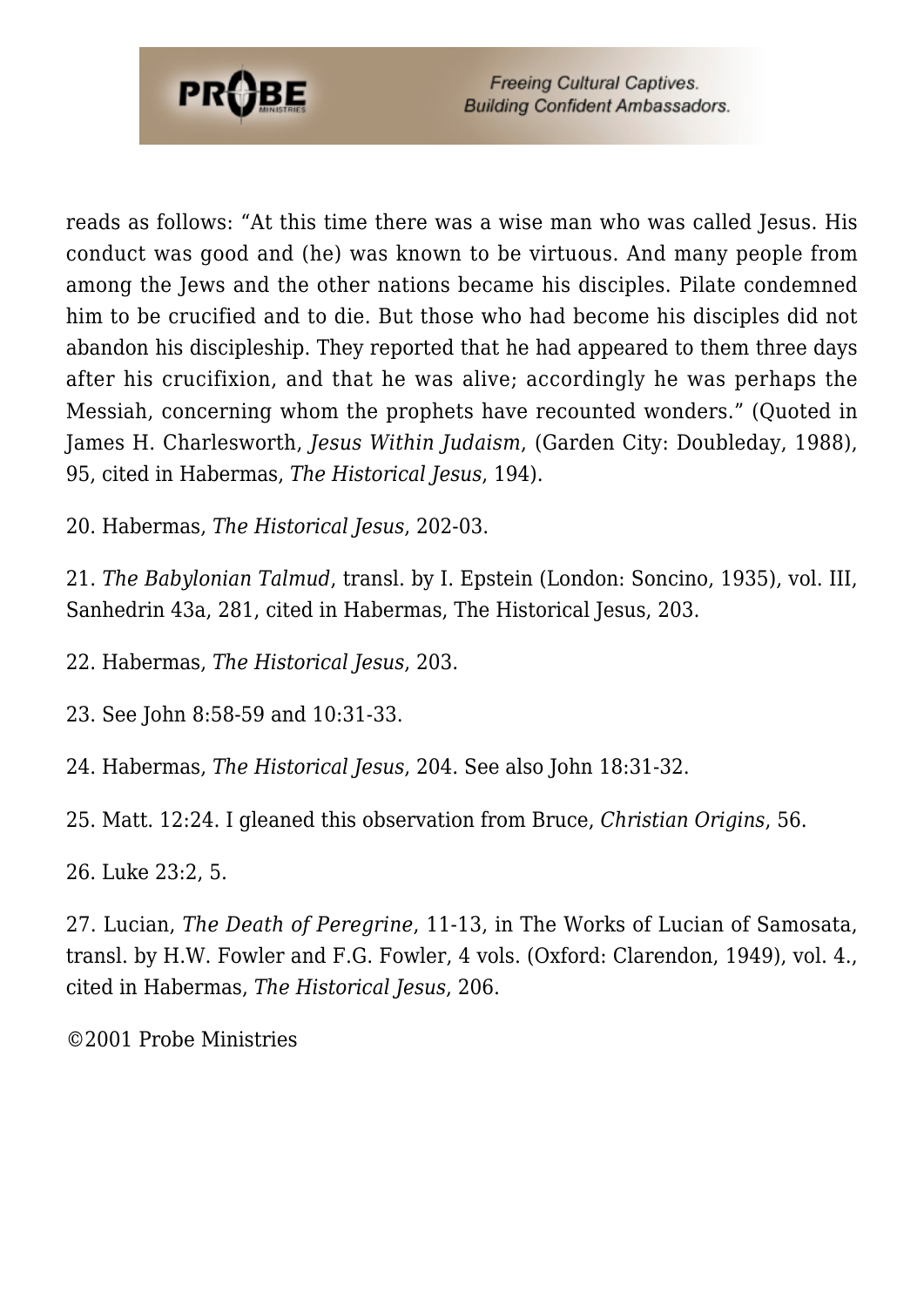reads as follows: "At this time there was a wise man who was called Jesus. His conduct was good and (he) was known to be virtuous. And many people from among the Jews and the other nations became his disciples. Pilate condemned him to be crucified and to die. But those who had become his disciples did not abandon his discipleship. They reported that he had appeared to them three days after his crucifixion, and that he was alive; accordingly he was perhaps the Messiah, concerning whom the prophets have recounted wonders." (Quoted in James H. Charlesworth, *Jesus Within Judaism*, (Garden City: Doubleday, 1988), 95, cited in Habermas, *The Historical Jesus*, 194).

20. Habermas, *The Historical Jesus*, 202-03.

21. *The Babylonian Talmud*, transl. by I. Epstein (London: Soncino, 1935), vol. III, Sanhedrin 43a, 281, cited in Habermas, The Historical Jesus, 203.

22. Habermas, *The Historical Jesus*, 203.

23. See John 8:58-59 and 10:31-33.

24. Habermas, *The Historical Jesus*, 204. See also John 18:31-32.

25. Matt. 12:24. I gleaned this observation from Bruce, *Christian Origins*, 56.

26. Luke 23:2, 5.

27. Lucian, *The Death of Peregrine*, 11-13, in The Works of Lucian of Samosata, transl. by H.W. Fowler and F.G. Fowler, 4 vols. (Oxford: Clarendon, 1949), vol. 4., cited in Habermas, *The Historical Jesus*, 206.

©2001 Probe Ministries